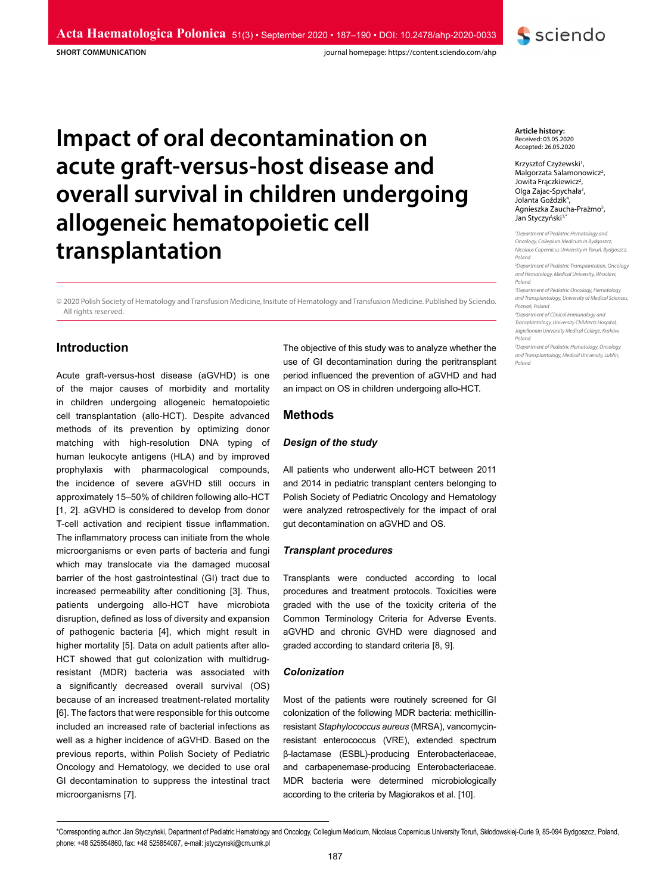SHORT COMMUNICATION

# Impact of oral decontamination on acute graft-versus-host disease and overall survival in children undergoing allogeneic hematopoietic cell transplantation

**Article history:**
Received: 03.05.2020
Accepted: 26.05.2020

Krzysztof Czyżewski[1], Małgorzata Salamonowicz[2], Jowita Frączkiewicz[2], Olga Zajac-Spychała[3], Jolanta Goździk[4], Agnieszka Zaucha-Prażmo[5], Jan Styczyński[1,*]

[1] Department of Pediatric Hematology and Oncology, Collegium Medicum in Bydgoszcz, Nicolaus Copernicus University in Toruń, Bydgoszcz, Poland
[2] Department of Pediatric Transplantation, Oncology and Hematology, Medical University, Wrocław, Poland
[3] Department of Pediatric Oncology, Hematology and Transplantology, University of Medical Sciences, Poznań, Poland
[4] Department of Clinical Immunology and Transplantology, University Children's Hospital, Jagiellonian University Medical College, Kraków, Poland
[5] Department of Pediatric Hematology, Oncology and Transplantology, Medical University, Lublin, Poland

© 2020 Polish Society of Hematology and Transfusion Medicine, Insitute of Hematology and Transfusion Medicine. Published by Sciendo. All rights reserved.

## Introduction

Acute graft-versus-host disease (aGVHD) is one of the major causes of morbidity and mortality in children undergoing allogeneic hematopoietic cell transplantation (allo-HCT). Despite advanced methods of its prevention by optimizing donor matching with high-resolution DNA typing of human leukocyte antigens (HLA) and by improved prophylaxis with pharmacological compounds, the incidence of severe aGVHD still occurs in approximately 15–50% of children following allo-HCT [1, 2]. aGVHD is considered to develop from donor T-cell activation and recipient tissue inflammation. The inflammatory process can initiate from the whole microorganisms or even parts of bacteria and fungi which may translocate via the damaged mucosal barrier of the host gastrointestinal (GI) tract due to increased permeability after conditioning [3]. Thus, patients undergoing allo-HCT have microbiota disruption, defined as loss of diversity and expansion of pathogenic bacteria [4], which might result in higher mortality [5]. Data on adult patients after allo-HCT showed that gut colonization with multidrug-resistant (MDR) bacteria was associated with a significantly decreased overall survival (OS) because of an increased treatment-related mortality [6]. The factors that were responsible for this outcome included an increased rate of bacterial infections as well as a higher incidence of aGVHD. Based on the previous reports, within Polish Society of Pediatric Oncology and Hematology, we decided to use oral GI decontamination to suppress the intestinal tract microorganisms [7].

The objective of this study was to analyze whether the use of GI decontamination during the peritransplant period influenced the prevention of aGVHD and had an impact on OS in children undergoing allo-HCT.

## Methods

### *Design of the study*

All patients who underwent allo-HCT between 2011 and 2014 in pediatric transplant centers belonging to Polish Society of Pediatric Oncology and Hematology were analyzed retrospectively for the impact of oral gut decontamination on aGVHD and OS.

### *Transplant procedures*

Transplants were conducted according to local procedures and treatment protocols. Toxicities were graded with the use of the toxicity criteria of the Common Terminology Criteria for Adverse Events. aGVHD and chronic GVHD were diagnosed and graded according to standard criteria [8, 9].

### *Colonization*

Most of the patients were routinely screened for GI colonization of the following MDR bacteria: methicillin-resistant *Staphylococcus aureus* (MRSA), vancomycin-resistant enterococcus (VRE), extended spectrum β-lactamase (ESBL)-producing Enterobacteriaceae, and carbapenemase-producing Enterobacteriaceae. MDR bacteria were determined microbiologically according to the criteria by Magiorakos et al. [10].

*Corresponding author: Jan Styczyński, Department of Pediatric Hematology and Oncology, Collegium Medicum, Nicolaus Copernicus University Toruń, Skłodowskiej-Curie 9, 85-094 Bydgoszcz, Poland, phone: +48 525854860, fax: +48 525854087, e-mail: jstyczynski@cm.umk.pl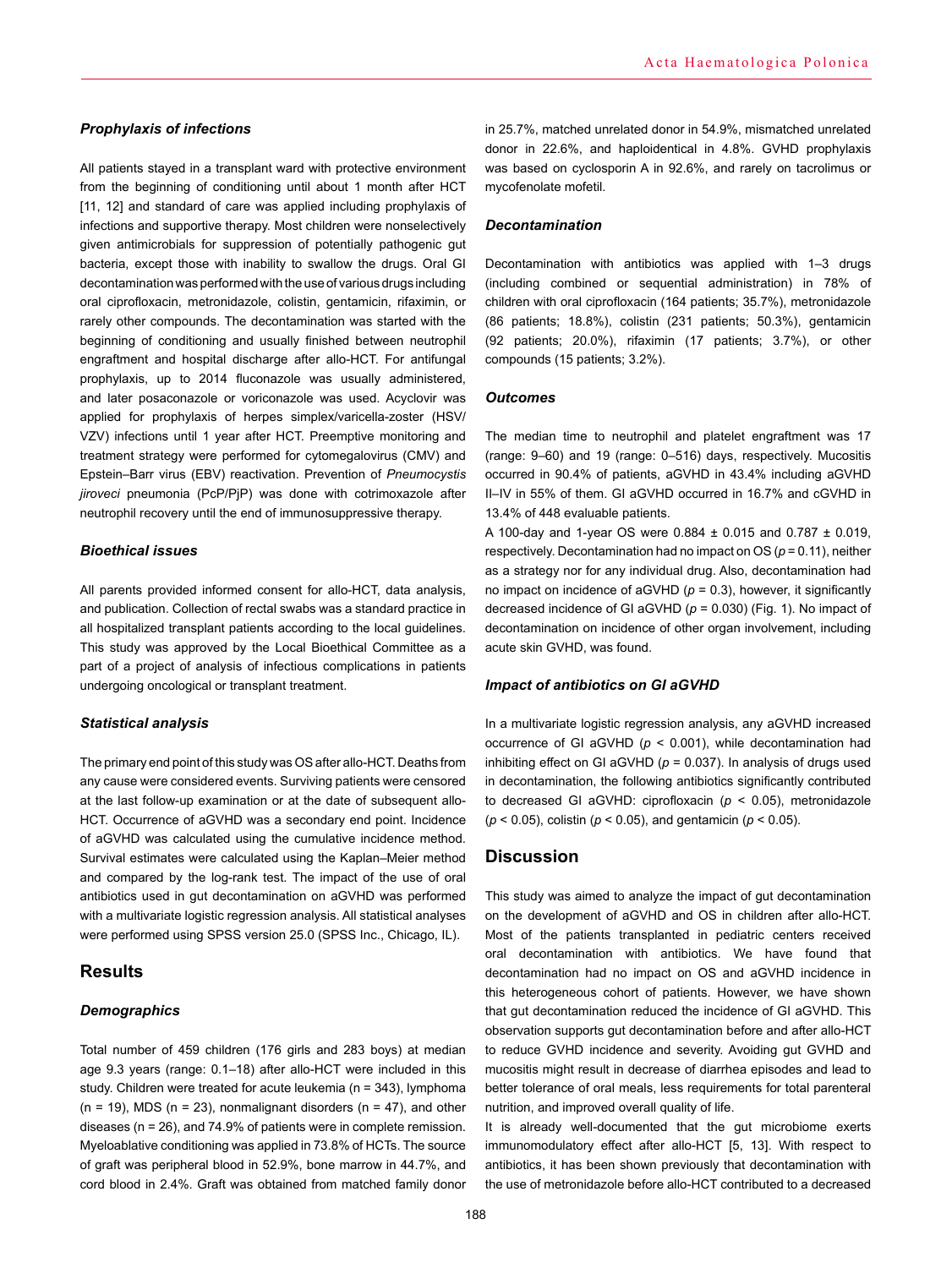### *Prophylaxis of infections*

All patients stayed in a transplant ward with protective environment from the beginning of conditioning until about 1 month after HCT [11, 12] and standard of care was applied including prophylaxis of infections and supportive therapy. Most children were nonselectively given antimicrobials for suppression of potentially pathogenic gut bacteria, except those with inability to swallow the drugs. Oral GI decontamination was performed with the use of various drugs including oral ciprofloxacin, metronidazole, colistin, gentamicin, rifaximin, or rarely other compounds. The decontamination was started with the beginning of conditioning and usually finished between neutrophil engraftment and hospital discharge after allo-HCT. For antifungal prophylaxis, up to 2014 fluconazole was usually administered, and later posaconazole or voriconazole was used. Acyclovir was applied for prophylaxis of herpes simplex/varicella-zoster (HSV/VZV) infections until 1 year after HCT. Preemptive monitoring and treatment strategy were performed for cytomegalovirus (CMV) and Epstein–Barr virus (EBV) reactivation. Prevention of *Pneumocystis jiroveci* pneumonia (PcP/PjP) was done with cotrimoxazole after neutrophil recovery until the end of immunosuppressive therapy.

### *Bioethical issues*

All parents provided informed consent for allo-HCT, data analysis, and publication. Collection of rectal swabs was a standard practice in all hospitalized transplant patients according to the local guidelines. This study was approved by the Local Bioethical Committee as a part of a project of analysis of infectious complications in patients undergoing oncological or transplant treatment.

### *Statistical analysis*

The primary end point of this study was OS after allo-HCT. Deaths from any cause were considered events. Surviving patients were censored at the last follow-up examination or at the date of subsequent allo-HCT. Occurrence of aGVHD was a secondary end point. Incidence of aGVHD was calculated using the cumulative incidence method. Survival estimates were calculated using the Kaplan–Meier method and compared by the log-rank test. The impact of the use of oral antibiotics used in gut decontamination on aGVHD was performed with a multivariate logistic regression analysis. All statistical analyses were performed using SPSS version 25.0 (SPSS Inc., Chicago, IL).

## Results

### *Demographics*

Total number of 459 children (176 girls and 283 boys) at median age 9.3 years (range: 0.1–18) after allo-HCT were included in this study. Children were treated for acute leukemia (n = 343), lymphoma (n = 19), MDS (n = 23), nonmalignant disorders (n = 47), and other diseases (n = 26), and 74.9% of patients were in complete remission. Myeloablative conditioning was applied in 73.8% of HCTs. The source of graft was peripheral blood in 52.9%, bone marrow in 44.7%, and cord blood in 2.4%. Graft was obtained from matched family donor in 25.7%, matched unrelated donor in 54.9%, mismatched unrelated donor in 22.6%, and haploidentical in 4.8%. GVHD prophylaxis was based on cyclosporin A in 92.6%, and rarely on tacrolimus or mycofenolate mofetil.

### *Decontamination*

Decontamination with antibiotics was applied with 1–3 drugs (including combined or sequential administration) in 78% of children with oral ciprofloxacin (164 patients; 35.7%), metronidazole (86 patients; 18.8%), colistin (231 patients; 50.3%), gentamicin (92 patients; 20.0%), rifaximin (17 patients; 3.7%), or other compounds (15 patients; 3.2%).

### *Outcomes*

The median time to neutrophil and platelet engraftment was 17 (range: 9–60) and 19 (range: 0–516) days, respectively. Mucositis occurred in 90.4% of patients, aGVHD in 43.4% including aGVHD II–IV in 55% of them. GI aGVHD occurred in 16.7% and cGVHD in 13.4% of 448 evaluable patients.

A 100-day and 1-year OS were 0.884 ± 0.015 and 0.787 ± 0.019, respectively. Decontamination had no impact on OS ($p = 0.11$), neither as a strategy nor for any individual drug. Also, decontamination had no impact on incidence of aGVHD ($p = 0.3$), however, it significantly decreased incidence of GI aGVHD ($p = 0.030$) (Fig. 1). No impact of decontamination on incidence of other organ involvement, including acute skin GVHD, was found.

### *Impact of antibiotics on GI aGVHD*

In a multivariate logistic regression analysis, any aGVHD increased occurrence of GI aGVHD ($p < 0.001$), while decontamination had inhibiting effect on GI aGVHD ($p = 0.037$). In analysis of drugs used in decontamination, the following antibiotics significantly contributed to decreased GI aGVHD: ciprofloxacin ($p < 0.05$), metronidazole ($p < 0.05$), colistin ($p < 0.05$), and gentamicin ($p < 0.05$).

## Discussion

This study was aimed to analyze the impact of gut decontamination on the development of aGVHD and OS in children after allo-HCT. Most of the patients transplanted in pediatric centers received oral decontamination with antibiotics. We have found that decontamination had no impact on OS and aGVHD incidence in this heterogeneous cohort of patients. However, we have shown that gut decontamination reduced the incidence of GI aGVHD. This observation supports gut decontamination before and after allo-HCT to reduce GVHD incidence and severity. Avoiding gut GVHD and mucositis might result in decrease of diarrhea episodes and lead to better tolerance of oral meals, less requirements for total parenteral nutrition, and improved overall quality of life.

It is already well-documented that the gut microbiome exerts immunomodulatory effect after allo-HCT [5, 13]. With respect to antibiotics, it has been shown previously that decontamination with the use of metronidazole before allo-HCT contributed to a decreased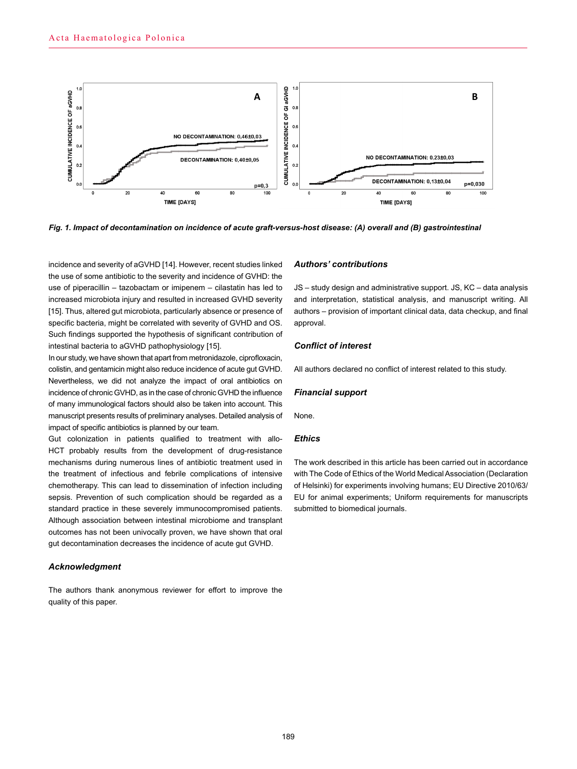*Fig. 1. Impact of decontamination on incidence of acute graft-versus-host disease: (A) overall and (B) gastrointestinal*

incidence and severity of aGVHD [14]. However, recent studies linked the use of some antibiotic to the severity and incidence of GVHD: the use of piperacillin – tazobactam or imipenem – cilastatin has led to increased microbiota injury and resulted in increased GVHD severity [15]. Thus, altered gut microbiota, particularly absence or presence of specific bacteria, might be correlated with severity of GVHD and OS. Such findings supported the hypothesis of significant contribution of intestinal bacteria to aGVHD pathophysiology [15].

In our study, we have shown that apart from metronidazole, ciprofloxacin, colistin, and gentamicin might also reduce incidence of acute gut GVHD. Nevertheless, we did not analyze the impact of oral antibiotics on incidence of chronic GVHD, as in the case of chronic GVHD the influence of many immunological factors should also be taken into account. This manuscript presents results of preliminary analyses. Detailed analysis of impact of specific antibiotics is planned by our team.

Gut colonization in patients qualified to treatment with allo-HCT probably results from the development of drug-resistance mechanisms during numerous lines of antibiotic treatment used in the treatment of infectious and febrile complications of intensive chemotherapy. This can lead to dissemination of infection including sepsis. Prevention of such complication should be regarded as a standard practice in these severely immunocompromised patients. Although association between intestinal microbiome and transplant outcomes has not been univocally proven, we have shown that oral gut decontamination decreases the incidence of acute gut GVHD.

## *Acknowledgment*

The authors thank anonymous reviewer for effort to improve the quality of this paper.

## *Authors' contributions*

JS – study design and administrative support. JS, KC – data analysis and interpretation, statistical analysis, and manuscript writing. All authors – provision of important clinical data, data checkup, and final approval.

## *Conflict of interest*

All authors declared no conflict of interest related to this study.

## *Financial support*

None.

## *Ethics*

The work described in this article has been carried out in accordance with The Code of Ethics of the World Medical Association (Declaration of Helsinki) for experiments involving humans; EU Directive 2010/63/EU for animal experiments; Uniform requirements for manuscripts submitted to biomedical journals.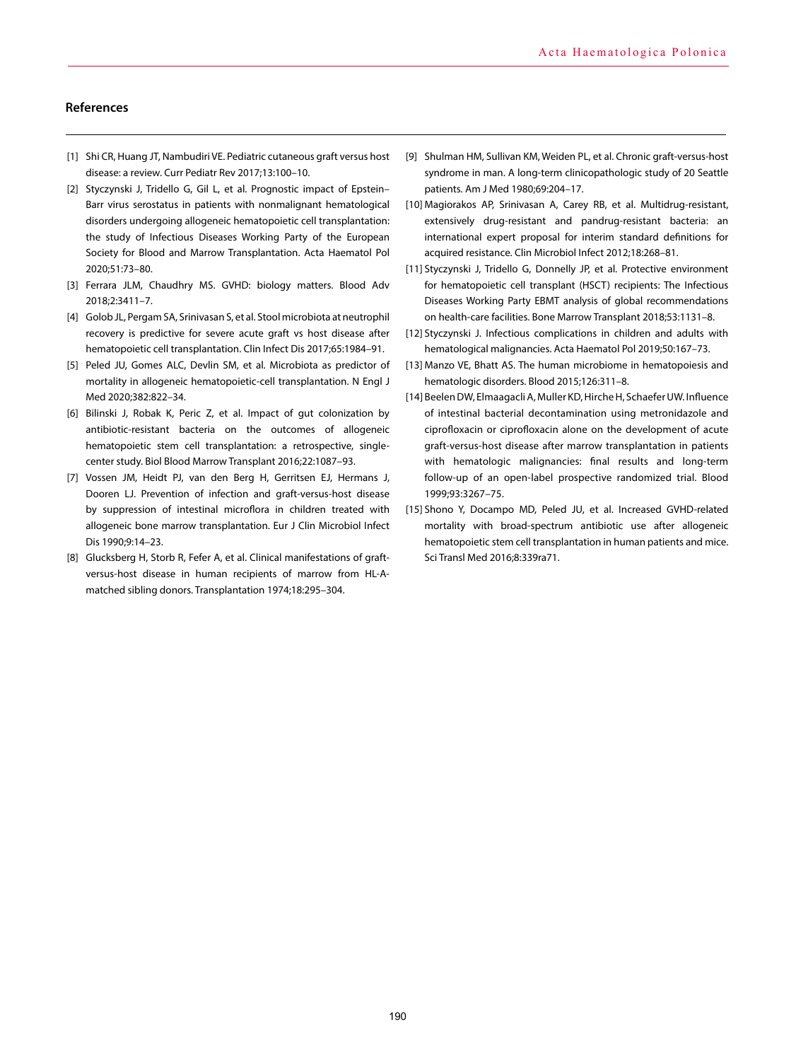## References

[1] Shi CR, Huang JT, Nambudiri VE. Pediatric cutaneous graft versus host disease: a review. Curr Pediatr Rev 2017;13:100–10.

[2] Styczynski J, Tridello G, Gil L, et al. Prognostic impact of Epstein–Barr virus serostatus in patients with nonmalignant hematological disorders undergoing allogeneic hematopoietic cell transplantation: the study of Infectious Diseases Working Party of the European Society for Blood and Marrow Transplantation. Acta Haematol Pol 2020;51:73–80.

[3] Ferrara JLM, Chaudhry MS. GVHD: biology matters. Blood Adv 2018;2:3411–7.

[4] Golob JL, Pergam SA, Srinivasan S, et al. Stool microbiota at neutrophil recovery is predictive for severe acute graft vs host disease after hematopoietic cell transplantation. Clin Infect Dis 2017;65:1984–91.

[5] Peled JU, Gomes ALC, Devlin SM, et al. Microbiota as predictor of mortality in allogeneic hematopoietic-cell transplantation. N Engl J Med 2020;382:822–34.

[6] Bilinski J, Robak K, Peric Z, et al. Impact of gut colonization by antibiotic-resistant bacteria on the outcomes of allogeneic hematopoietic stem cell transplantation: a retrospective, single-center study. Biol Blood Marrow Transplant 2016;22:1087–93.

[7] Vossen JM, Heidt PJ, van den Berg H, Gerritsen EJ, Hermans J, Dooren LJ. Prevention of infection and graft-versus-host disease by suppression of intestinal microflora in children treated with allogeneic bone marrow transplantation. Eur J Clin Microbiol Infect Dis 1990;9:14–23.

[8] Glucksberg H, Storb R, Fefer A, et al. Clinical manifestations of graft-versus-host disease in human recipients of marrow from HL-A-matched sibling donors. Transplantation 1974;18:295–304.

[9] Shulman HM, Sullivan KM, Weiden PL, et al. Chronic graft-versus-host syndrome in man. A long-term clinicopathologic study of 20 Seattle patients. Am J Med 1980;69:204–17.

[10] Magiorakos AP, Srinivasan A, Carey RB, et al. Multidrug-resistant, extensively drug-resistant and pandrug-resistant bacteria: an international expert proposal for interim standard definitions for acquired resistance. Clin Microbiol Infect 2012;18:268–81.

[11] Styczynski J, Tridello G, Donnelly JP, et al. Protective environment for hematopoietic cell transplant (HSCT) recipients: The Infectious Diseases Working Party EBMT analysis of global recommendations on health-care facilities. Bone Marrow Transplant 2018;53:1131–8.

[12] Styczynski J. Infectious complications in children and adults with hematological malignancies. Acta Haematol Pol 2019;50:167–73.

[13] Manzo VE, Bhatt AS. The human microbiome in hematopoiesis and hematologic disorders. Blood 2015;126:311–8.

[14] Beelen DW, Elmaagacli A, Muller KD, Hirche H, Schaefer UW. Influence of intestinal bacterial decontamination using metronidazole and ciprofloxacin or ciprofloxacin alone on the development of acute graft-versus-host disease after marrow transplantation in patients with hematologic malignancies: final results and long-term follow-up of an open-label prospective randomized trial. Blood 1999;93:3267–75.

[15] Shono Y, Docampo MD, Peled JU, et al. Increased GVHD-related mortality with broad-spectrum antibiotic use after allogeneic hematopoietic stem cell transplantation in human patients and mice. Sci Transl Med 2016;8:339ra71.